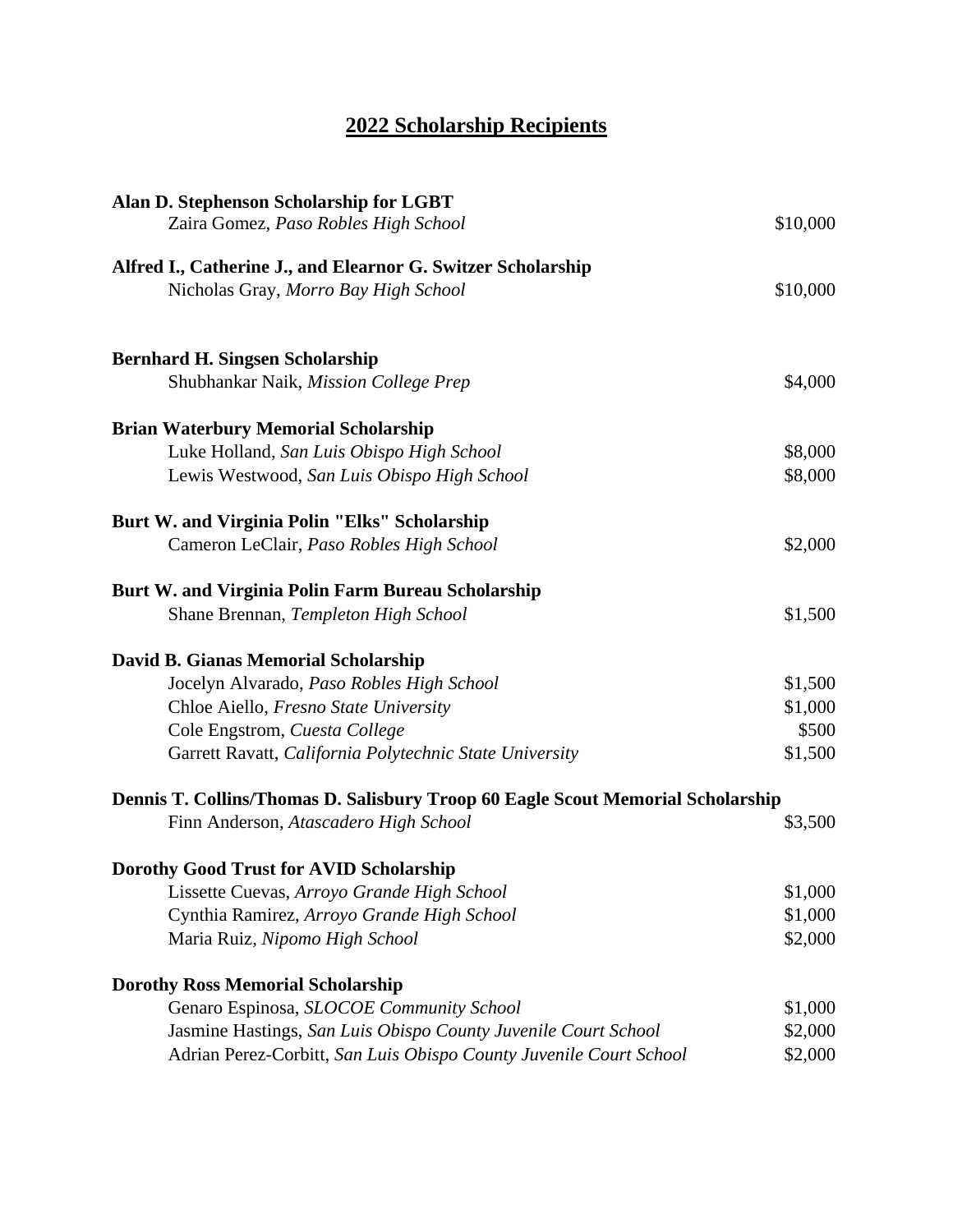# 2022 Scholarship Recipients

**Alan D. Stephenson Scholarship for LGBT**

| | |
|---|---:|
| Zaira Gomez, *Paso Robles High School* | $10,000 |

**Alfred I., Catherine J., and Elearnor G. Switzer Scholarship**

| | |
|---|---:|
| Nicholas Gray, *Morro Bay High School* | $10,000 |

**Bernhard H. Singsen Scholarship**

| | |
|---|---:|
| Shubhankar Naik, *Mission College Prep* | $4,000 |

**Brian Waterbury Memorial Scholarship**

| | |
|---|---:|
| Luke Holland, *San Luis Obispo High School* | $8,000 |
| Lewis Westwood, *San Luis Obispo High School* | $8,000 |

**Burt W. and Virginia Polin "Elks" Scholarship**

| | |
|---|---:|
| Cameron LeClair, *Paso Robles High School* | $2,000 |

**Burt W. and Virginia Polin Farm Bureau Scholarship**

| | |
|---|---:|
| Shane Brennan, *Templeton High School* | $1,500 |

**David B. Gianas Memorial Scholarship**

| | |
|---|---:|
| Jocelyn Alvarado, *Paso Robles High School* | $1,500 |
| Chloe Aiello, *Fresno State University* | $1,000 |
| Cole Engstrom, *Cuesta College* | $500 |
| Garrett Ravatt, *California Polytechnic State University* | $1,500 |

**Dennis T. Collins/Thomas D. Salisbury Troop 60 Eagle Scout Memorial Scholarship**

| | |
|---|---:|
| Finn Anderson, *Atascadero High School* | $3,500 |

**Dorothy Good Trust for AVID Scholarship**

| | |
|---|---:|
| Lissette Cuevas, *Arroyo Grande High School* | $1,000 |
| Cynthia Ramirez, *Arroyo Grande High School* | $1,000 |
| Maria Ruiz, *Nipomo High School* | $2,000 |

**Dorothy Ross Memorial Scholarship**

| | |
|---|---:|
| Genaro Espinosa, *SLOCOE Community School* | $1,000 |
| Jasmine Hastings, *San Luis Obispo County Juvenile Court School* | $2,000 |
| Adrian Perez-Corbitt, *San Luis Obispo County Juvenile Court School* | $2,000 |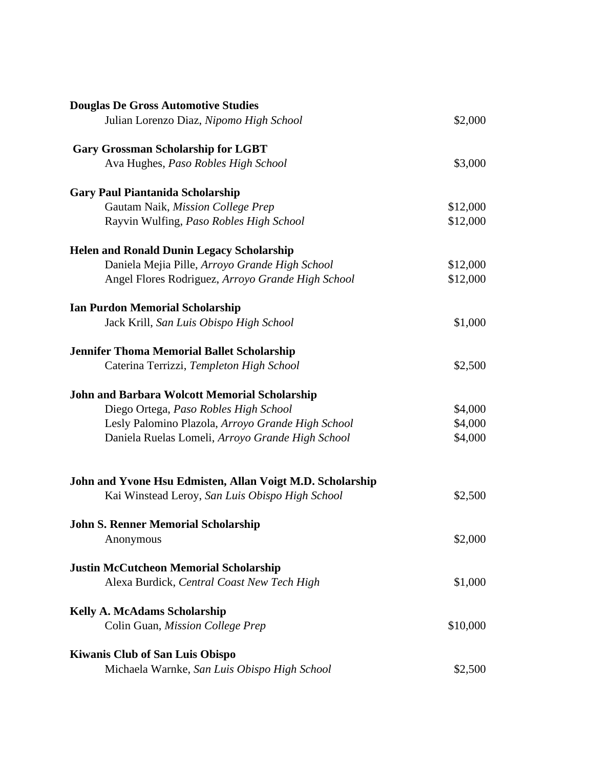**Douglas De Gross Automotive Studies**

Julian Lorenzo Diaz, *Nipomo High School* — $2,000

**Gary Grossman Scholarship for LGBT**

Ava Hughes, *Paso Robles High School* — $3,000

**Gary Paul Piantanida Scholarship**

Gautam Naik, *Mission College Prep* — $12,000
Rayvin Wulfing, *Paso Robles High School* — $12,000

**Helen and Ronald Dunin Legacy Scholarship**

Daniela Mejia Pille, *Arroyo Grande High School* — $12,000
Angel Flores Rodriguez, *Arroyo Grande High School* — $12,000

**Ian Purdon Memorial Scholarship**

Jack Krill, *San Luis Obispo High School* — $1,000

**Jennifer Thoma Memorial Ballet Scholarship**

Caterina Terrizzi, *Templeton High School* — $2,500

**John and Barbara Wolcott Memorial Scholarship**

Diego Ortega, *Paso Robles High School* — $4,000
Lesly Palomino Plazola, *Arroyo Grande High School* — $4,000
Daniela Ruelas Lomeli, *Arroyo Grande High School* — $4,000

**John and Yvone Hsu Edmisten, Allan Voigt M.D. Scholarship**

Kai Winstead Leroy, *San Luis Obispo High School* — $2,500

**John S. Renner Memorial Scholarship**

Anonymous — $2,000

**Justin McCutcheon Memorial Scholarship**

Alexa Burdick, *Central Coast New Tech High* — $1,000

**Kelly A. McAdams Scholarship**

Colin Guan, *Mission College Prep* — $10,000

**Kiwanis Club of San Luis Obispo**

Michaela Warnke, *San Luis Obispo High School* — $2,500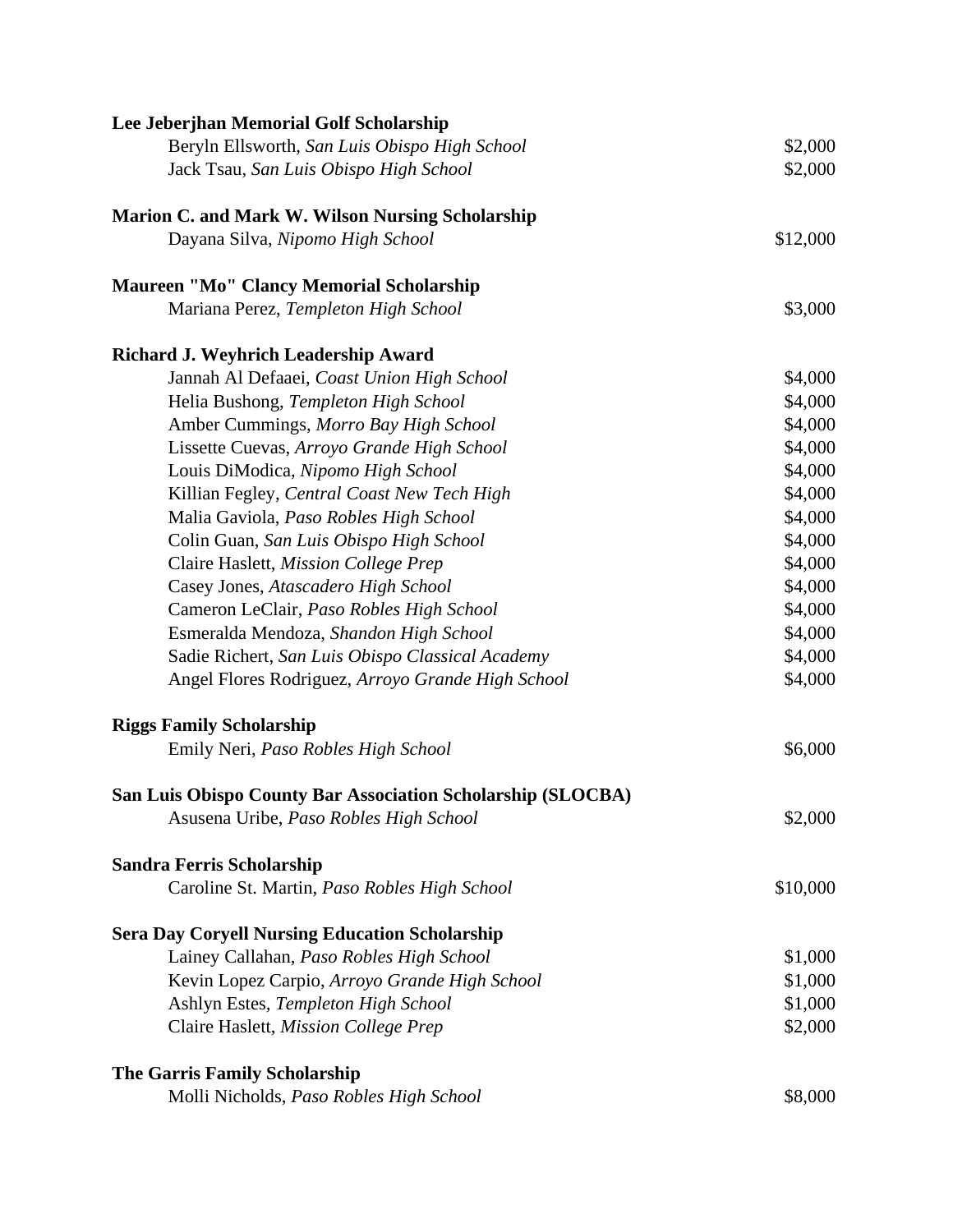**Lee Jeberjhan Memorial Golf Scholarship**

| | |
|---|---|
| Beryln Ellsworth, *San Luis Obispo High School* | $2,000 |
| Jack Tsau, *San Luis Obispo High School* | $2,000 |

**Marion C. and Mark W. Wilson Nursing Scholarship**

| | |
|---|---|
| Dayana Silva, *Nipomo High School* | $12,000 |

**Maureen "Mo" Clancy Memorial Scholarship**

| | |
|---|---|
| Mariana Perez, *Templeton High School* | $3,000 |

**Richard J. Weyhrich Leadership Award**

| | |
|---|---|
| Jannah Al Defaaei, *Coast Union High School* | $4,000 |
| Helia Bushong, *Templeton High School* | $4,000 |
| Amber Cummings, *Morro Bay High School* | $4,000 |
| Lissette Cuevas, *Arroyo Grande High School* | $4,000 |
| Louis DiModica, *Nipomo High School* | $4,000 |
| Killian Fegley, *Central Coast New Tech High* | $4,000 |
| Malia Gaviola, *Paso Robles High School* | $4,000 |
| Colin Guan, *San Luis Obispo High School* | $4,000 |
| Claire Haslett, *Mission College Prep* | $4,000 |
| Casey Jones, *Atascadero High School* | $4,000 |
| Cameron LeClair, *Paso Robles High School* | $4,000 |
| Esmeralda Mendoza, *Shandon High School* | $4,000 |
| Sadie Richert, *San Luis Obispo Classical Academy* | $4,000 |
| Angel Flores Rodriguez, *Arroyo Grande High School* | $4,000 |

**Riggs Family Scholarship**

| | |
|---|---|
| Emily Neri, *Paso Robles High School* | $6,000 |

**San Luis Obispo County Bar Association Scholarship (SLOCBA)**

| | |
|---|---|
| Asusena Uribe, *Paso Robles High School* | $2,000 |

**Sandra Ferris Scholarship**

| | |
|---|---|
| Caroline St. Martin, *Paso Robles High School* | $10,000 |

**Sera Day Coryell Nursing Education Scholarship**

| | |
|---|---|
| Lainey Callahan, *Paso Robles High School* | $1,000 |
| Kevin Lopez Carpio, *Arroyo Grande High School* | $1,000 |
| Ashlyn Estes, *Templeton High School* | $1,000 |
| Claire Haslett, *Mission College Prep* | $2,000 |

**The Garris Family Scholarship**

| | |
|---|---|
| Molli Nicholds, *Paso Robles High School* | $8,000 |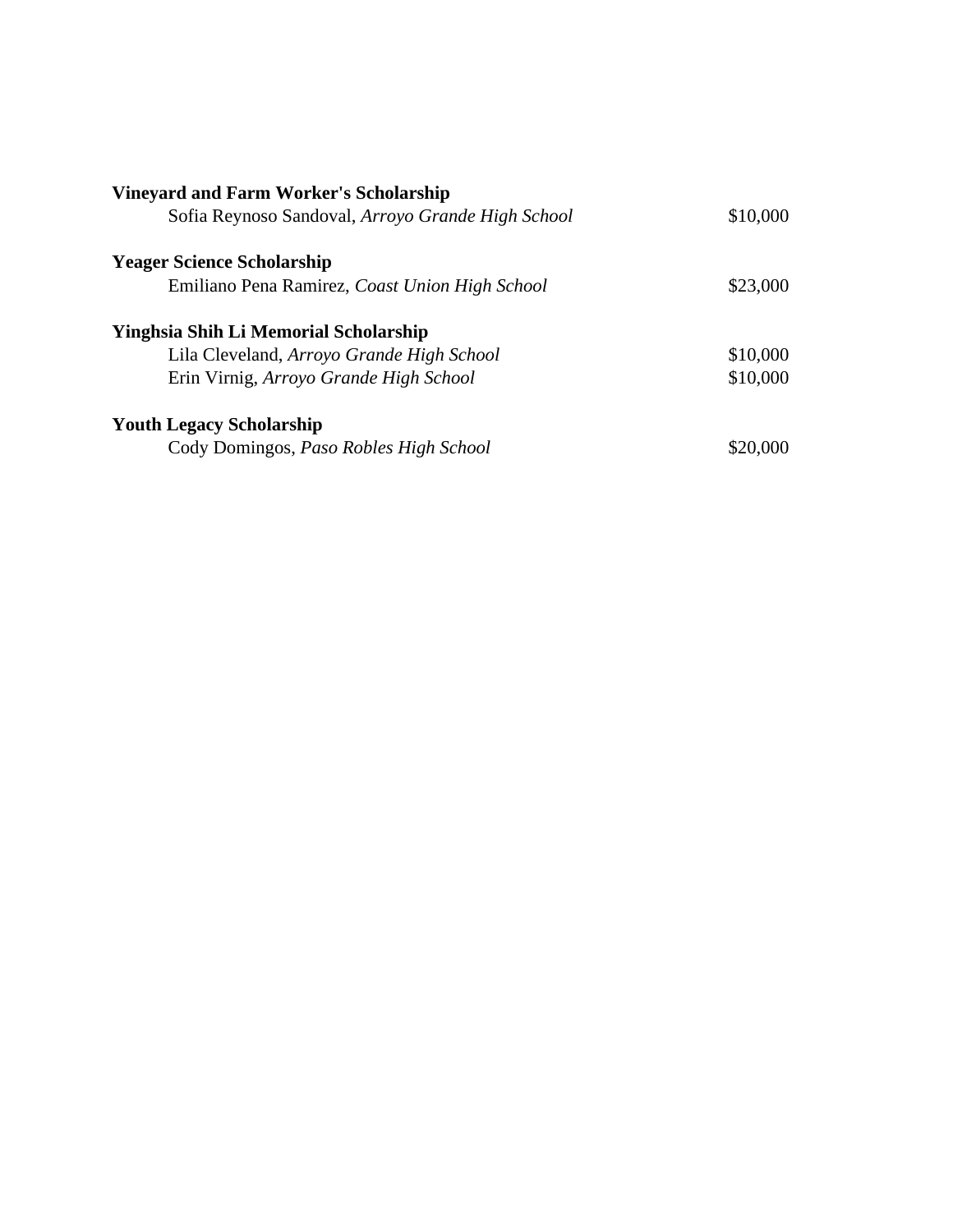**Vineyard and Farm Worker's Scholarship**

Sofia Reynoso Sandoval, *Arroyo Grande High School* $10,000

**Yeager Science Scholarship**

Emiliano Pena Ramirez, *Coast Union High School* $23,000

**Yinghsia Shih Li Memorial Scholarship**

Lila Cleveland, *Arroyo Grande High School* $10,000
Erin Virnig, *Arroyo Grande High School* $10,000

**Youth Legacy Scholarship**

Cody Domingos, *Paso Robles High School* $20,000